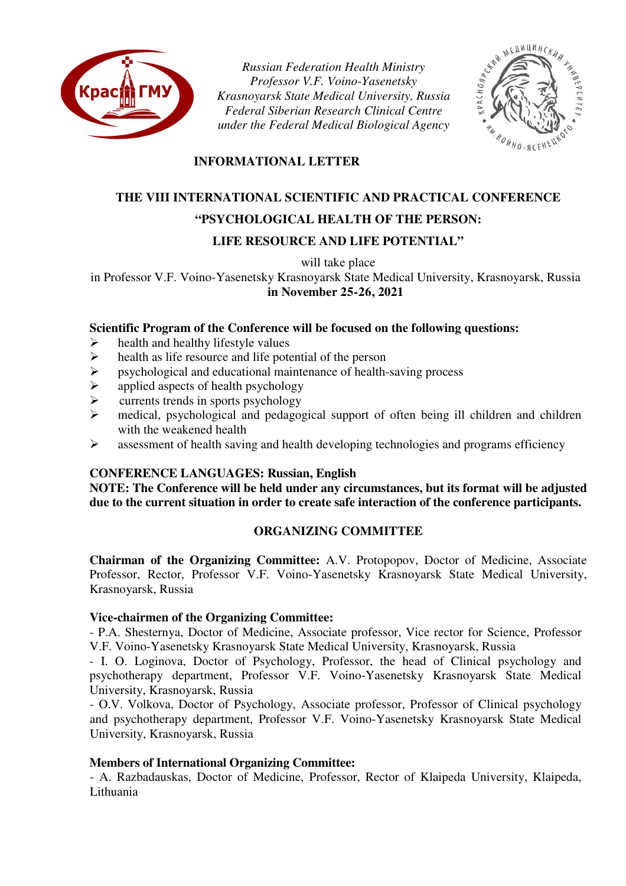*Russian Federation Health Ministry*
*Professor V.F. Voino-Yasenetsky*
*Krasnoyarsk State Medical University, Russia*
*Federal Siberian Research Clinical Centre*
*under the Federal Medical Biological Agency*

**INFORMATIONAL LETTER**

# THE VIII INTERNATIONAL SCIENTIFIC AND PRACTICAL CONFERENCE
# "PSYCHOLOGICAL HEALTH OF THE PERSON:
# LIFE RESOURCE AND LIFE POTENTIAL"

will take place
in Professor V.F. Voino-Yasenetsky Krasnoyarsk State Medical University, Krasnoyarsk, Russia
**in November 25-26, 2021**

**Scientific Program of the Conference will be focused on the following questions:**

- health and healthy lifestyle values
- health as life resource and life potential of the person
- psychological and educational maintenance of health-saving process
- applied aspects of health psychology
- currents trends in sports psychology
- medical, psychological and pedagogical support of often being ill children and children with the weakened health
- assessment of health saving and health developing technologies and programs efficiency

**CONFERENCE LANGUAGES: Russian, English**
**NOTE: The Conference will be held under any circumstances, but its format will be adjusted due to the current situation in order to create safe interaction of the conference participants.**

## ORGANIZING COMMITTEE

**Chairman of the Organizing Committee:** A.V. Protopopov, Doctor of Medicine, Associate Professor, Rector, Professor V.F. Voino-Yasenetsky Krasnoyarsk State Medical University, Krasnoyarsk, Russia

**Vice-chairmen of the Organizing Committee:**
- P.A. Shesternya, Doctor of Medicine, Associate professor, Vice rector for Science, Professor V.F. Voino-Yasenetsky Krasnoyarsk State Medical University, Krasnoyarsk, Russia
- I. O. Loginova, Doctor of Psychology, Professor, the head of Clinical psychology and psychotherapy department, Professor V.F. Voino-Yasenetsky Krasnoyarsk State Medical University, Krasnoyarsk, Russia
- O.V. Volkova, Doctor of Psychology, Associate professor, Professor of Clinical psychology and psychotherapy department, Professor V.F. Voino-Yasenetsky Krasnoyarsk State Medical University, Krasnoyarsk, Russia

**Members of International Organizing Committee:**
- A. Razbadauskas, Doctor of Medicine, Professor, Rector of Klaipeda University, Klaipeda, Lithuania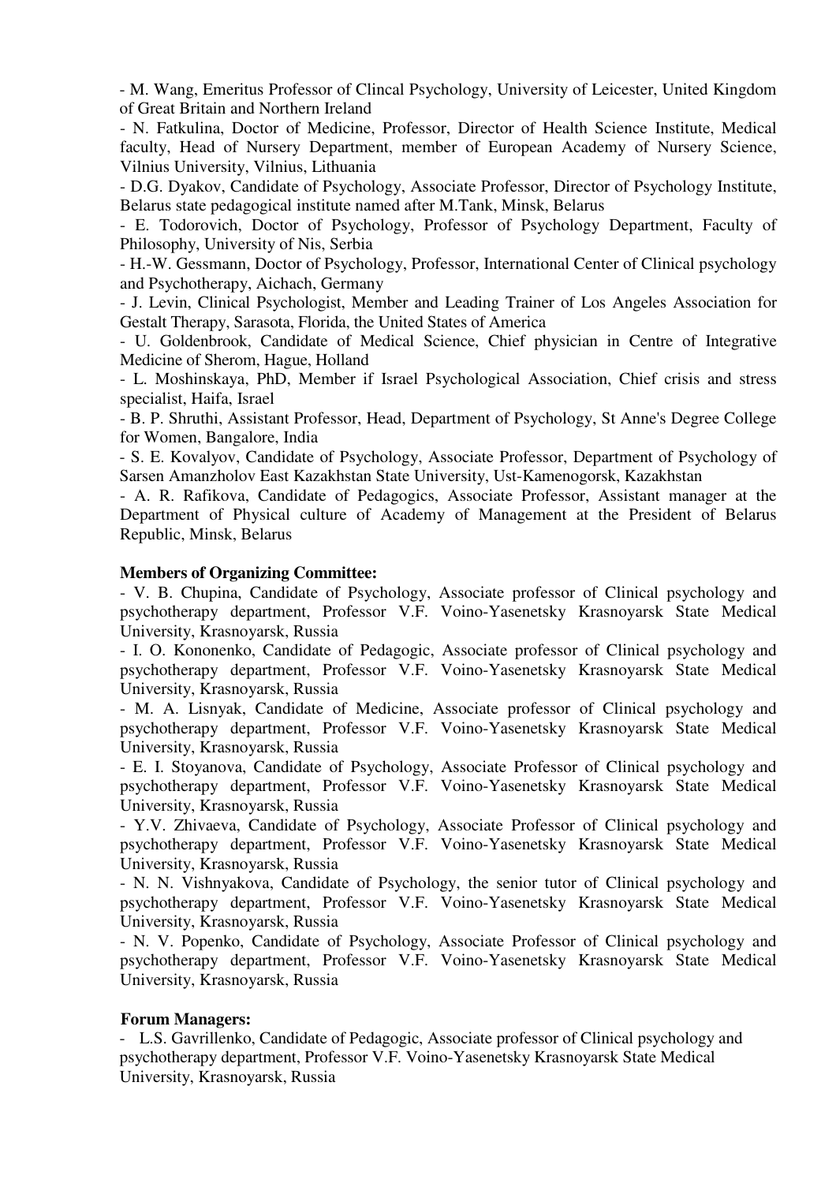- M. Wang, Emeritus Professor of Clincal Psychology, University of Leicester, United Kingdom of Great Britain and Northern Ireland
- N. Fatkulina, Doctor of Medicine, Professor, Director of Health Science Institute, Medical faculty, Head of Nursery Department, member of European Academy of Nursery Science, Vilnius University, Vilnius, Lithuania
- D.G. Dyakov, Candidate of Psychology, Associate Professor, Director of Psychology Institute, Belarus state pedagogical institute named after M.Tank, Minsk, Belarus
- E. Todorovich, Doctor of Psychology, Professor of Psychology Department, Faculty of Philosophy, University of Nis, Serbia
- H.-W. Gessmann, Doctor of Psychology, Professor, International Center of Clinical psychology and Psychotherapy, Aichach, Germany
- J. Levin, Clinical Psychologist, Member and Leading Trainer of Los Angeles Association for Gestalt Therapy, Sarasota, Florida, the United States of America
- U. Goldenbrook, Candidate of Medical Science, Chief physician in Centre of Integrative Medicine of Sherom, Hague, Holland
- L. Moshinskaya, PhD, Member if Israel Psychological Association, Chief crisis and stress specialist, Haifa, Israel
- B. P. Shruthi, Assistant Professor, Head, Department of Psychology, St Anne's Degree College for Women, Bangalore, India
- S. E. Kovalyov, Candidate of Psychology, Associate Professor, Department of Psychology of Sarsen Amanzholov East Kazakhstan State University, Ust-Kamenogorsk, Kazakhstan
- A. R. Rafikova, Candidate of Pedagogics, Associate Professor, Assistant manager at the Department of Physical culture of Academy of Management at the President of Belarus Republic, Minsk, Belarus

**Members of Organizing Committee:**

- V. B. Chupina, Candidate of Psychology, Associate professor of Clinical psychology and psychotherapy department, Professor V.F. Voino-Yasenetsky Krasnoyarsk State Medical University, Krasnoyarsk, Russia
- I. O. Kononenko, Candidate of Pedagogic, Associate professor of Clinical psychology and psychotherapy department, Professor V.F. Voino-Yasenetsky Krasnoyarsk State Medical University, Krasnoyarsk, Russia
- M. A. Lisnyak, Candidate of Medicine, Associate professor of Clinical psychology and psychotherapy department, Professor V.F. Voino-Yasenetsky Krasnoyarsk State Medical University, Krasnoyarsk, Russia
- E. I. Stoyanova, Candidate of Psychology, Associate Professor of Clinical psychology and psychotherapy department, Professor V.F. Voino-Yasenetsky Krasnoyarsk State Medical University, Krasnoyarsk, Russia
- Y.V. Zhivaeva, Candidate of Psychology, Associate Professor of Clinical psychology and psychotherapy department, Professor V.F. Voino-Yasenetsky Krasnoyarsk State Medical University, Krasnoyarsk, Russia
- N. N. Vishnyakova, Candidate of Psychology, the senior tutor of Clinical psychology and psychotherapy department, Professor V.F. Voino-Yasenetsky Krasnoyarsk State Medical University, Krasnoyarsk, Russia
- N. V. Popenko, Candidate of Psychology, Associate Professor of Clinical psychology and psychotherapy department, Professor V.F. Voino-Yasenetsky Krasnoyarsk State Medical University, Krasnoyarsk, Russia

**Forum Managers:**

- L.S. Gavrillenko, Candidate of Pedagogic, Associate professor of Clinical psychology and psychotherapy department, Professor V.F. Voino-Yasenetsky Krasnoyarsk State Medical University, Krasnoyarsk, Russia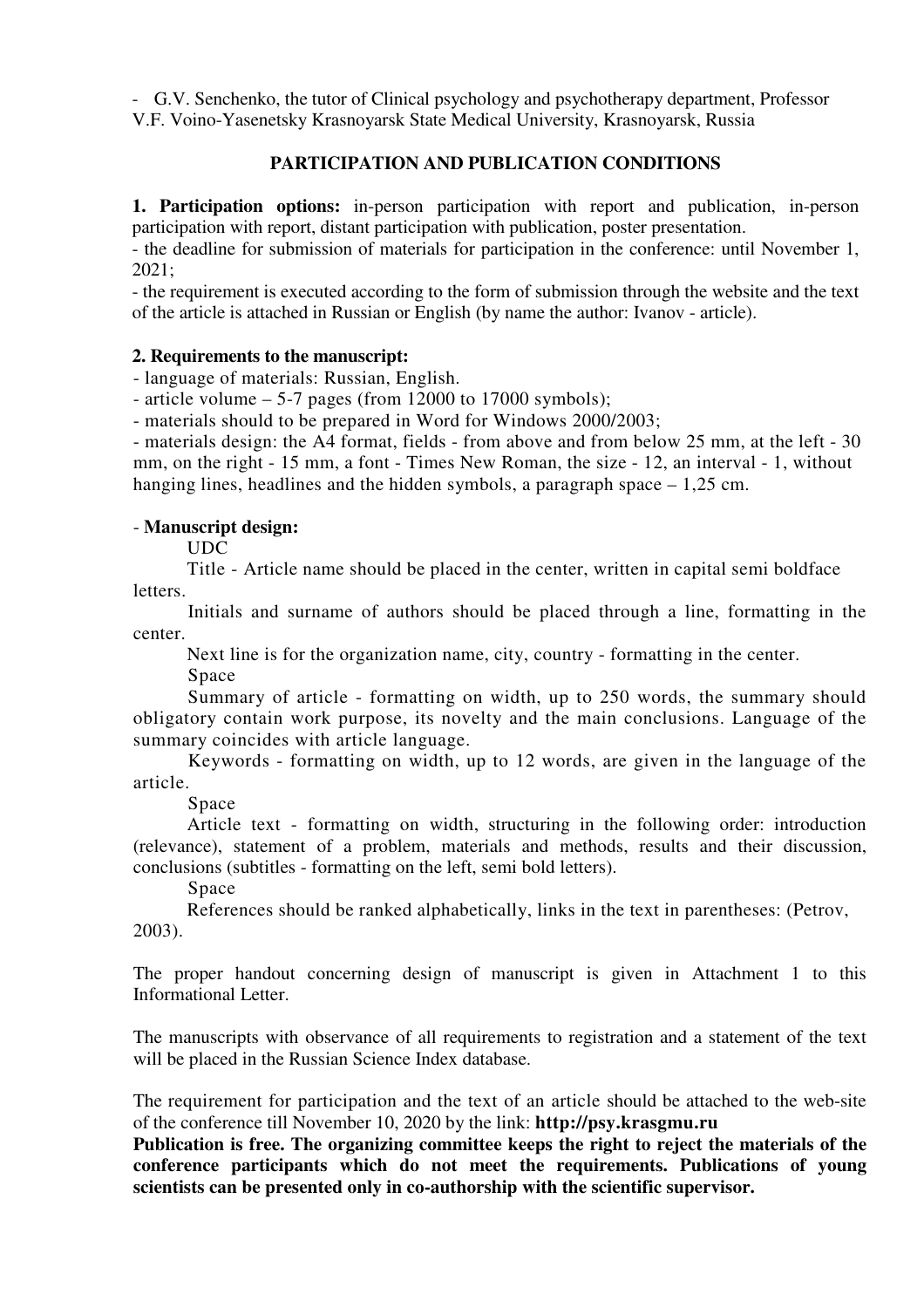- G.V. Senchenko, the tutor of Clinical psychology and psychotherapy department, Professor V.F. Voino-Yasenetsky Krasnoyarsk State Medical University, Krasnoyarsk, Russia

## PARTICIPATION AND PUBLICATION CONDITIONS

**1. Participation options:** in-person participation with report and publication, in-person participation with report, distant participation with publication, poster presentation.

- the deadline for submission of materials for participation in the conference: until November 1, 2021;
- the requirement is executed according to the form of submission through the website and the text of the article is attached in Russian or English (by name the author: Ivanov - article).

**2. Requirements to the manuscript:**

- language of materials: Russian, English.
- article volume – 5-7 pages (from 12000 to 17000 symbols);
- materials should to be prepared in Word for Windows 2000/2003;
- materials design: the A4 format, fields - from above and from below 25 mm, at the left - 30 mm, on the right - 15 mm, a font - Times New Roman, the size - 12, an interval - 1, without hanging lines, headlines and the hidden symbols, a paragraph space – 1,25 cm.

- **Manuscript design:**

UDC

Title - Article name should be placed in the center, written in capital semi boldface letters.

Initials and surname of authors should be placed through a line, formatting in the center.

Next line is for the organization name, city, country - formatting in the center.

Space

Summary of article - formatting on width, up to 250 words, the summary should obligatory contain work purpose, its novelty and the main conclusions. Language of the summary coincides with article language.

Keywords - formatting on width, up to 12 words, are given in the language of the article.

Space

Article text - formatting on width, structuring in the following order: introduction (relevance), statement of a problem, materials and methods, results and their discussion, conclusions (subtitles - formatting on the left, semi bold letters).

Space

References should be ranked alphabetically, links in the text in parentheses: (Petrov, 2003).

The proper handout concerning design of manuscript is given in Attachment 1 to this Informational Letter.

The manuscripts with observance of all requirements to registration and a statement of the text will be placed in the Russian Science Index database.

The requirement for participation and the text of an article should be attached to the web-site of the conference till November 10, 2020 by the link: **http://psy.krasgmu.ru**

**Publication is free. The organizing committee keeps the right to reject the materials of the conference participants which do not meet the requirements. Publications of young scientists can be presented only in co-authorship with the scientific supervisor.**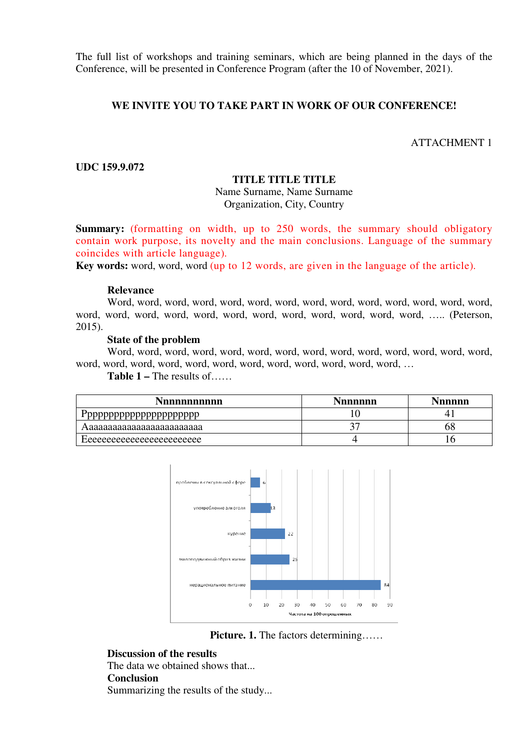The full list of workshops and training seminars, which are being planned in the days of the Conference, will be presented in Conference Program (after the 10 of November, 2021).

**WE INVITE YOU TO TAKE PART IN WORK OF OUR CONFERENCE!**

ATTACHMENT 1

**UDC 159.9.072**

**TITLE TITLE TITLE**

Name Surname, Name Surname

Organization, City, Country

**Summary:** (formatting on width, up to 250 words, the summary should obligatory contain work purpose, its novelty and the main conclusions. Language of the summary coincides with article language).

**Key words:** word, word, word (up to 12 words, are given in the language of the article).

**Relevance**

Word, word, word, word, word, word, word, word, word, word, word, word, word, word, word, word, word, word, word, word, word, word, word, word, word, word, word, ….. (Peterson, 2015).

**State of the problem**

Word, word, word, word, word, word, word, word, word, word, word, word, word, word, word, word, word, word, word, word, word, word, word, word, word, word, word, …

**Table 1 –** The results of……

| Nnnnnnnnnnn | Nnnnnnn | Nnnnnn |
|---|---|---|
| Ppppppppppppppppppppppp | 10 | 41 |
| Aaaaaaaaaaaaaaaaaaaaaaaa | 37 | 68 |
| Eeeeeeeeeeeeeeeeeeeeeeee | 4 | 16 |

проблемы в сексуальной сфере 6
употребление алкоголя 13
курение 22
малоподвижный образ жизни 25
нерациональное питание 84
0 10 20 30 40 50 60 70 80 90
Частота на 100 опрошенных

**Picture. 1.** The factors determining……

**Discussion of the results**

The data we obtained shows that...

**Conclusion**

Summarizing the results of the study...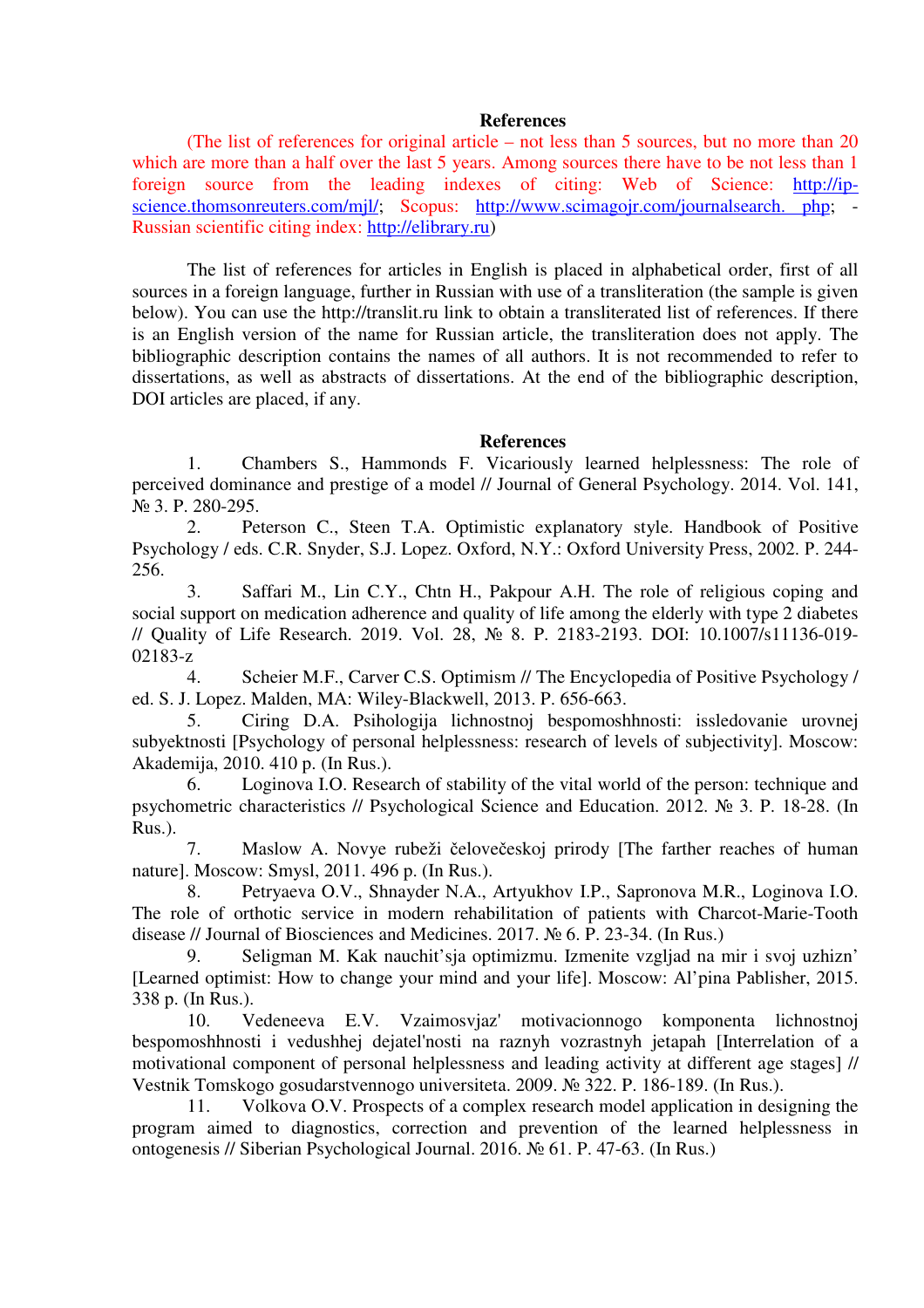**References**

(The list of references for original article – not less than 5 sources, but no more than 20 which are more than a half over the last 5 years. Among sources there have to be not less than 1 foreign source from the leading indexes of citing: Web of Science: http://ip-science.thomsonreuters.com/mjl/; Scopus: http://www.scimagojr.com/journalsearch. php; - Russian scientific citing index: http://elibrary.ru)

The list of references for articles in English is placed in alphabetical order, first of all sources in a foreign language, further in Russian with use of a transliteration (the sample is given below). You can use the http://translit.ru link to obtain a transliterated list of references. If there is an English version of the name for Russian article, the transliteration does not apply. The bibliographic description contains the names of all authors. It is not recommended to refer to dissertations, as well as abstracts of dissertations. At the end of the bibliographic description, DOI articles are placed, if any.

**References**

1. Chambers S., Hammonds F. Vicariously learned helplessness: The role of perceived dominance and prestige of a model // Journal of General Psychology. 2014. Vol. 141, № 3. P. 280-295.
2. Peterson C., Steen T.A. Optimistic explanatory style. Handbook of Positive Psychology / eds. C.R. Snyder, S.J. Lopez. Oxford, N.Y.: Oxford University Press, 2002. P. 244-256.
3. Saffari M., Lin C.Y., Chtn H., Pakpour A.H. The role of religious coping and social support on medication adherence and quality of life among the elderly with type 2 diabetes // Quality of Life Research. 2019. Vol. 28, № 8. P. 2183-2193. DOI: 10.1007/s11136-019-02183-z
4. Scheier M.F., Carver C.S. Optimism // The Encyclopedia of Positive Psychology / ed. S. J. Lopez. Malden, MA: Wiley-Blackwell, 2013. P. 656-663.
5. Ciring D.A. Psihologija lichnostnoj bespomoshhnosti: issledovanie urovnej subyektnosti [Psychology of personal helplessness: research of levels of subjectivity]. Moscow: Akademija, 2010. 410 p. (In Rus.).
6. Loginova I.O. Research of stability of the vital world of the person: technique and psychometric characteristics // Psychological Science and Education. 2012. № 3. P. 18-28. (In Rus.).
7. Maslow A. Novye rubeži čelovečeskoj prirody [The farther reaches of human nature]. Moscow: Smysl, 2011. 496 p. (In Rus.).
8. Petryaeva O.V., Shnayder N.A., Artyukhov I.P., Sapronova M.R., Loginova I.O. The role of orthotic service in modern rehabilitation of patients with Charcot-Marie-Tooth disease // Journal of Biosciences and Medicines. 2017. № 6. P. 23-34. (In Rus.)
9. Seligman M. Kak nauchit'sja optimizmu. Izmenite vzgljad na mir i svoj uzhizn' [Learned optimist: How to change your mind and your life]. Moscow: Al'pina Pablisher, 2015. 338 p. (In Rus.).
10. Vedeneeva E.V. Vzaimosvjaz' motivacionnogo komponenta lichnostnoj bespomoshhnosti i vedushhej dejatel'nosti na raznyh vozrastnyh jetapah [Interrelation of a motivational component of personal helplessness and leading activity at different age stages] // Vestnik Tomskogo gosudarstvennogo universiteta. 2009. № 322. P. 186-189. (In Rus.).
11. Volkova O.V. Prospects of a complex research model application in designing the program aimed to diagnostics, correction and prevention of the learned helplessness in ontogenesis // Siberian Psychological Journal. 2016. № 61. P. 47-63. (In Rus.)